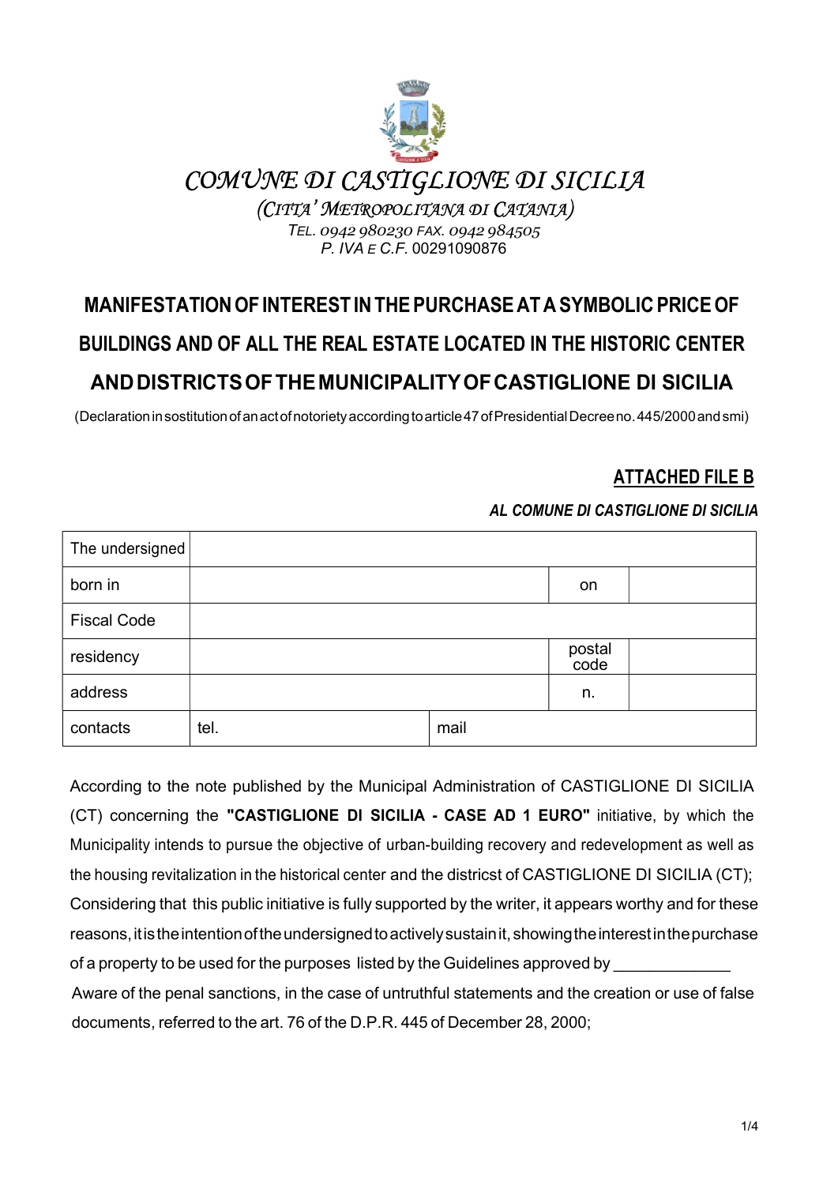# COMUNE DI CASTIGLIONE DI SICILIA

*(CITTA' METROPOLITANA DI CATANIA)*

*TEL. 0942 980230 FAX. 0942 984505*

*P. IVA E C.F.* 00291090876

## MANIFESTATION OF INTEREST IN THE PURCHASE AT A SYMBOLIC PRICE OF BUILDINGS AND OF ALL THE REAL ESTATE LOCATED IN THE HISTORIC CENTER AND DISTRICTS OF THE MUNICIPALITY OF CASTIGLIONE DI SICILIA

(Declaration in sostitution of an act of notoriety according to article 47 of Presidential Decree no. 445/2000 and smi)

**ATTACHED FILE B**

***AL COMUNE DI CASTIGLIONE DI SICILIA***

| The undersigned | | | |
|---|---|---|---|
| born in | | on | |
| Fiscal Code | | | |
| residency | | postal code | |
| address | | n. | |
| contacts | tel. | mail | |

According to the note published by the Municipal Administration of CASTIGLIONE DI SICILIA (CT) concerning the **"CASTIGLIONE DI SICILIA - CASE AD 1 EURO"** initiative, by which the Municipality intends to pursue the objective of urban-building recovery and redevelopment as well as the housing revitalization in the historical center and the districst of CASTIGLIONE DI SICILIA (CT); Considering that this public initiative is fully supported by the writer, it appears worthy and for these reasons, it is the intention of the undersigned to actively sustain it, showing the interest in the purchase of a property to be used for the purposes listed by the Guidelines approved by _____________

Aware of the penal sanctions, in the case of untruthful statements and the creation or use of false documents, referred to the art. 76 of the D.P.R. 445 of December 28, 2000;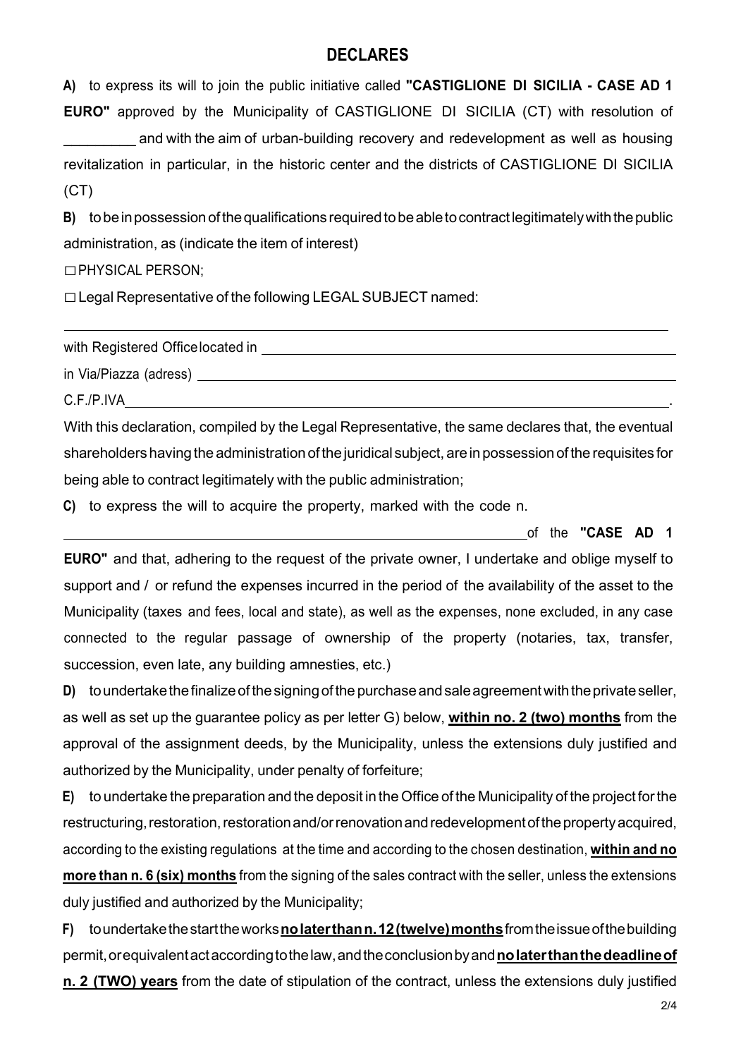## DECLARES

**A)** to express its will to join the public initiative called **"CASTIGLIONE DI SICILIA - CASE AD 1 EURO"** approved by the Municipality of CASTIGLIONE DI SICILIA (CT) with resolution of _________ and with the aim of urban-building recovery and redevelopment as well as housing revitalization in particular, in the historic center and the districts of CASTIGLIONE DI SICILIA (CT)

**B)** to be in possession of the qualifications required to be able to contract legitimately with the public administration, as (indicate the item of interest)

☐ PHYSICAL PERSON;

☐ Legal Representative of the following LEGAL SUBJECT named:

_______________________________________________________________

with Registered Office located in ______________________________________

in Via/Piazza (adress) ______________________________________________

C.F./P.IVA______________________________________________________.

With this declaration, compiled by the Legal Representative, the same declares that, the eventual shareholders having the administration of the juridical subject, are in possession of the requisites for being able to contract legitimately with the public administration;

**C)** to express the will to acquire the property, marked with the code n. _______________________________________________ of the **"CASE AD 1 EURO"** and that, adhering to the request of the private owner, I undertake and oblige myself to support and / or refund the expenses incurred in the period of the availability of the asset to the Municipality (taxes and fees, local and state), as well as the expenses, none excluded, in any case connected to the regular passage of ownership of the property (notaries, tax, transfer, succession, even late, any building amnesties, etc.)

**D)** to undertake the finalize of the signing of the purchase and sale agreement with the private seller, as well as set up the guarantee policy as per letter G) below, **within no. 2 (two) months** from the approval of the assignment deeds, by the Municipality, unless the extensions duly justified and authorized by the Municipality, under penalty of forfeiture;

**E)** to undertake the preparation and the deposit in the Office of the Municipality of the project for the restructuring, restoration, restoration and/or renovation and redevelopment of the property acquired, according to the existing regulations at the time and according to the chosen destination, **within and no more than n. 6 (six) months** from the signing of the sales contract with the seller, unless the extensions duly justified and authorized by the Municipality;

**F)** to undertake the start the works **no later than n. 12 (twelve) months** from the issue of the building permit, or equivalent act according to the law, and the conclusion by and **no later than the deadline of n. 2 (TWO) years** from the date of stipulation of the contract, unless the extensions duly justified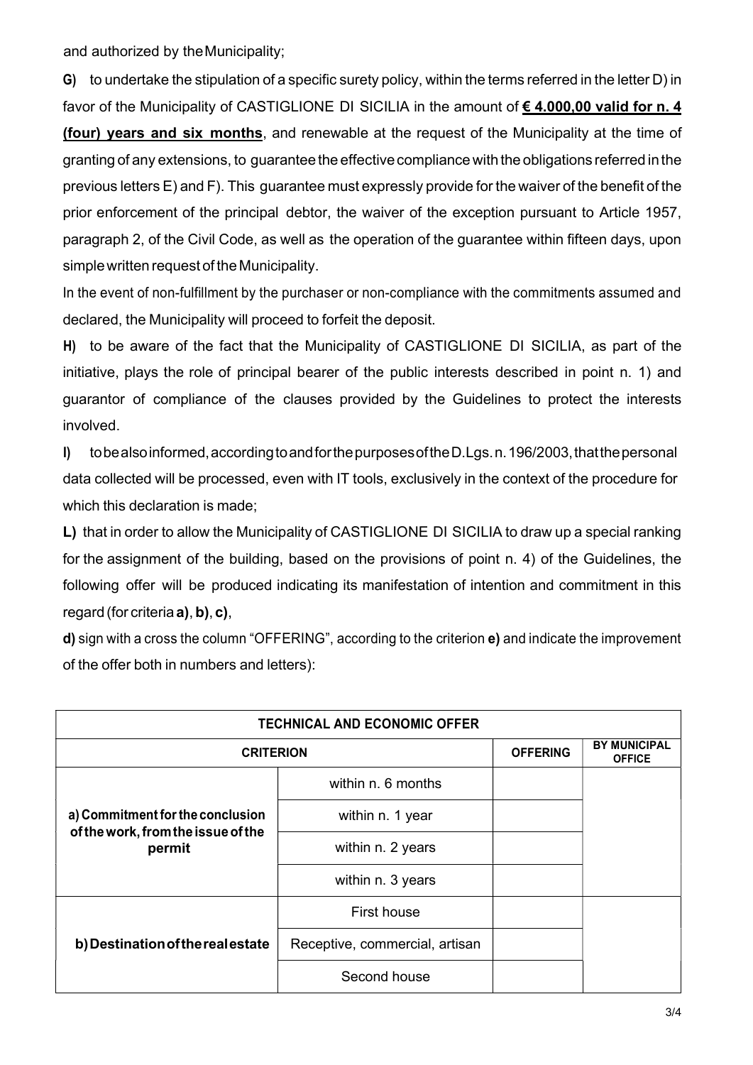and authorized by the Municipality;

**G)** to undertake the stipulation of a specific surety policy, within the terms referred in the letter D) in favor of the Municipality of CASTIGLIONE DI SICILIA in the amount of **<u>€ 4.000,00 valid for n. 4 (four) years and six months</u>**, and renewable at the request of the Municipality at the time of granting of any extensions, to guarantee the effective compliance with the obligations referred in the previous letters E) and F). This guarantee must expressly provide for the waiver of the benefit of the prior enforcement of the principal debtor, the waiver of the exception pursuant to Article 1957, paragraph 2, of the Civil Code, as well as the operation of the guarantee within fifteen days, upon simple written request of the Municipality.

In the event of non-fulfillment by the purchaser or non-compliance with the commitments assumed and declared, the Municipality will proceed to forfeit the deposit.

**H)** to be aware of the fact that the Municipality of CASTIGLIONE DI SICILIA, as part of the initiative, plays the role of principal bearer of the public interests described in point n. 1) and guarantor of compliance of the clauses provided by the Guidelines to protect the interests involved.

**I)** to be also informed, according to and for the purposes of the D.Lgs. n. 196/2003, that the personal data collected will be processed, even with IT tools, exclusively in the context of the procedure for which this declaration is made;

**L)** that in order to allow the Municipality of CASTIGLIONE DI SICILIA to draw up a special ranking for the assignment of the building, based on the provisions of point n. 4) of the Guidelines, the following offer will be produced indicating its manifestation of intention and commitment in this regard (for criteria **a)**, **b)**, **c)**,

**d)** sign with a cross the column "OFFERING", according to the criterion **e)** and indicate the improvement of the offer both in numbers and letters):

| **TECHNICAL AND ECONOMIC OFFER** | | | |
|---|---|---|---|
| **CRITERION** | | **OFFERING** | **BY MUNICIPAL OFFICE** |
| **a) Commitment for the conclusion of the work, from the issue of the permit** | within n. 6 months | | |
| | within n. 1 year | | |
| | within n. 2 years | | |
| | within n. 3 years | | |
| **b) Destination of the real estate** | First house | | |
| | Receptive, commercial, artisan | | |
| | Second house | | |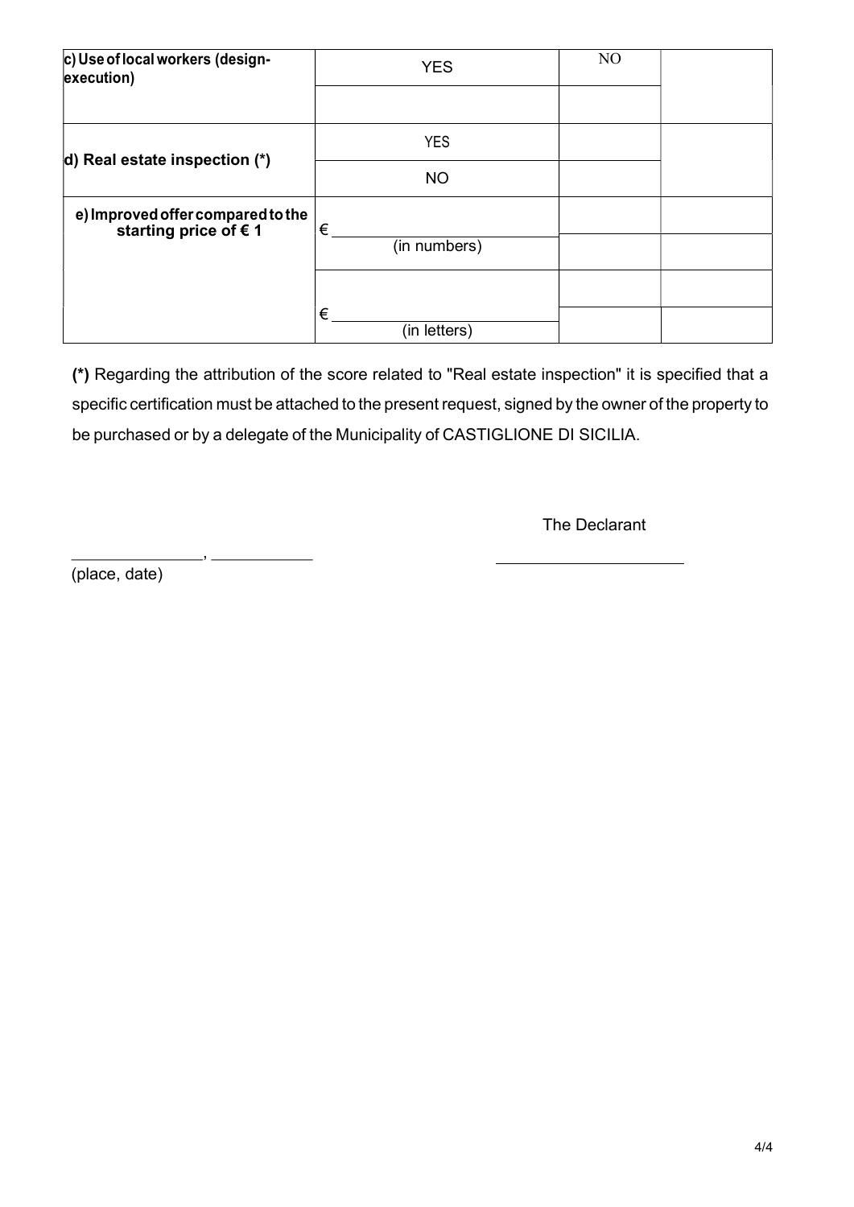| c) Use of local workers (design-execution) | YES | NO | |
|---|---|---|---|
| | | | |
| d) Real estate inspection (*) | YES | | |
| | NO | | |
| e) Improved offer compared to the starting price of € 1 | € ____________ (in numbers) | | |
| | | | |
| | | | |
| | € ____________ (in letters) | | |

**(*)** Regarding the attribution of the score related to "Real estate inspection" it is specified that a specific certification must be attached to the present request, signed by the owner of the property to be purchased or by a delegate of the Municipality of CASTIGLIONE DI SICILIA.

The Declarant

______________, ___________ ____________________

(place, date)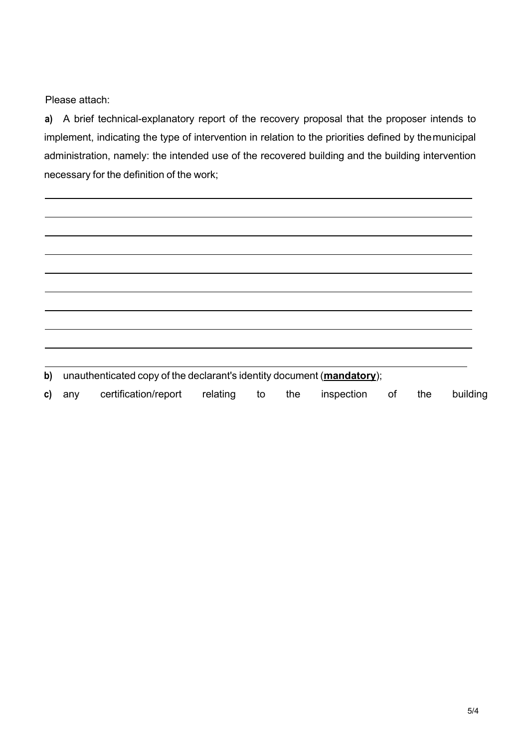Please attach:

**a)** A brief technical-explanatory report of the recovery proposal that the proposer intends to implement, indicating the type of intervention in relation to the priorities defined by the municipal administration, namely: the intended use of the recovered building and the building intervention necessary for the definition of the work;

______________________________________________________________________________

______________________________________________________________________________

______________________________________________________________________________

______________________________________________________________________________

______________________________________________________________________________

______________________________________________________________________________

______________________________________________________________________________

______________________________________________________________________________

______________________________________________________________________________

______________________________________________________________________________

**b)** unauthenticated copy of the declarant's identity document (**mandatory**);

**c)** any certification/report relating to the inspection of the building